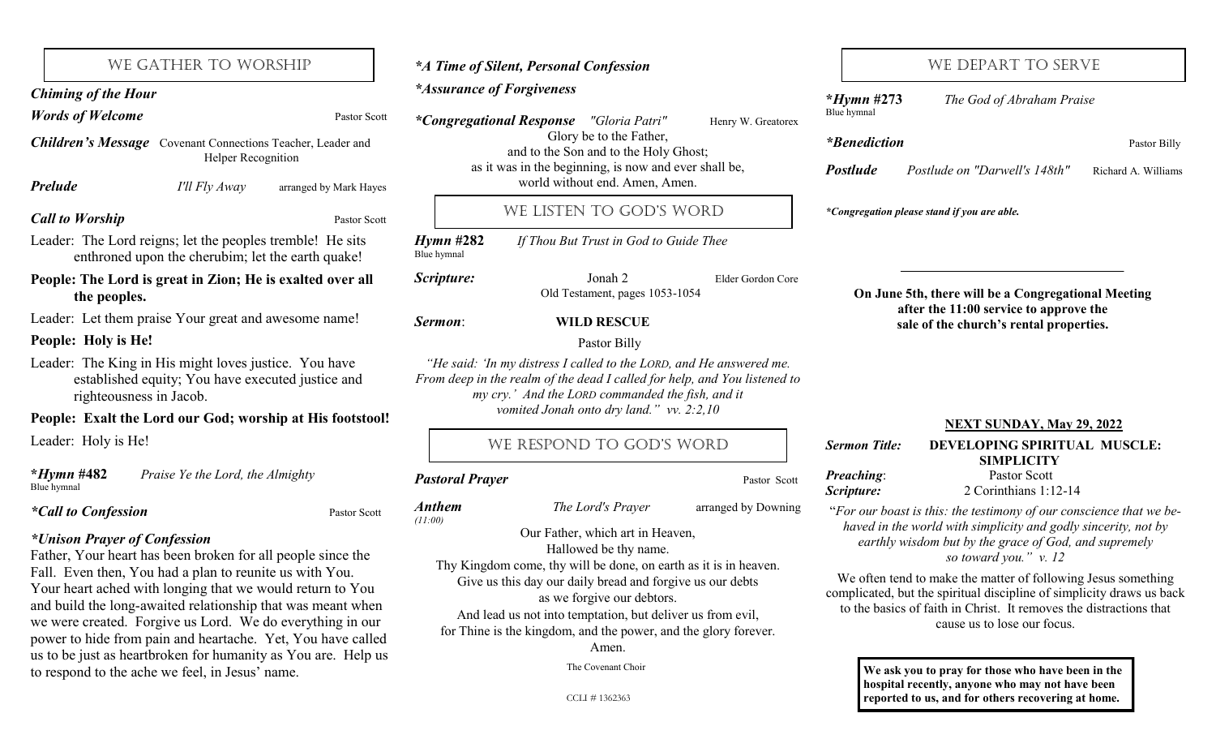## WE GATHER TO WORSHIP

***Chiming of the Hour***

***Words of Welcome*** Pastor Scott

***Children's Message*** Covenant Connections Teacher, Leader and Helper Recognition

***Prelude*** *I'll Fly Away* arranged by Mark Hayes

***Call to Worship*** Pastor Scott

Leader: The Lord reigns; let the peoples tremble! He sits enthroned upon the cherubim; let the earth quake!

**People: The Lord is great in Zion; He is exalted over all the peoples.**

Leader: Let them praise Your great and awesome name!

**People: Holy is He!**

Leader: The King in His might loves justice. You have established equity; You have executed justice and righteousness in Jacob.

**People: Exalt the Lord our God; worship at His footstool!**

Leader: Holy is He!

***\*Hymn #482*** *Praise Ye the Lord, the Almighty*
Blue hymnal

***\*Call to Confession*** Pastor Scott

***\*Unison Prayer of Confession***

Father, Your heart has been broken for all people since the Fall. Even then, You had a plan to reunite us with You. Your heart ached with longing that we would return to You and build the long-awaited relationship that was meant when we were created. Forgive us Lord. We do everything in our power to hide from pain and heartache. Yet, You have called us to be just as heartbroken for humanity as You are. Help us to respond to the ache we feel, in Jesus' name.

***\*A Time of Silent, Personal Confession***

***\*Assurance of Forgiveness***

***\*Congregational Response*** *"Gloria Patri"* Henry W. Greatorex

Glory be to the Father,
and to the Son and to the Holy Ghost;
as it was in the beginning, is now and ever shall be,
world without end. Amen, Amen.

## WE LISTEN TO GOD'S WORD

***Hymn #282*** *If Thou But Trust in God to Guide Thee*
Blue hymnal

***Scripture:*** Jonah 2 Elder Gordon Core
Old Testament, pages 1053-1054

***Sermon*:** **WILD RESCUE**

Pastor Billy

*"He said: 'In my distress I called to the LORD, and He answered me. From deep in the realm of the dead I called for help, and You listened to my cry.' And the LORD commanded the fish, and it vomited Jonah onto dry land." vv. 2:2,10*

## WE RESPOND TO GOD'S WORD

***Pastoral Prayer*** Pastor Scott

***Anthem*** *The Lord's Prayer* arranged by Downing
*(11:00)*

Our Father, which art in Heaven,
Hallowed be thy name.
Thy Kingdom come, thy will be done, on earth as it is in heaven.
Give us this day our daily bread and forgive us our debts
as we forgive our debtors.
And lead us not into temptation, but deliver us from evil,
for Thine is the kingdom, and the power, and the glory forever.
Amen.

The Covenant Choir

CCLI # 1362363

## WE DEPART TO SERVE

***\*Hymn #273*** *The God of Abraham Praise*
Blue hymnal

***\*Benediction*** Pastor Billy

***Postlude*** *Postlude on "Darwell's 148th"* Richard A. Williams

***\*Congregation please stand if you are able.***

---

**On June 5th, there will be a Congregational Meeting after the 11:00 service to approve the sale of the church's rental properties.**

**NEXT SUNDAY, May 29, 2022**

***Sermon Title:*** **DEVELOPING SPIRITUAL MUSCLE: SIMPLICITY**

***Preaching*:** Pastor Scott

***Scripture:*** 2 Corinthians 1:12-14

"*For our boast is this: the testimony of our conscience that we behaved in the world with simplicity and godly sincerity, not by earthly wisdom but by the grace of God, and supremely so toward you." v. 12*

We often tend to make the matter of following Jesus something complicated, but the spiritual discipline of simplicity draws us back to the basics of faith in Christ. It removes the distractions that cause us to lose our focus.

**We ask you to pray for those who have been in the hospital recently, anyone who may not have been reported to us, and for others recovering at home.**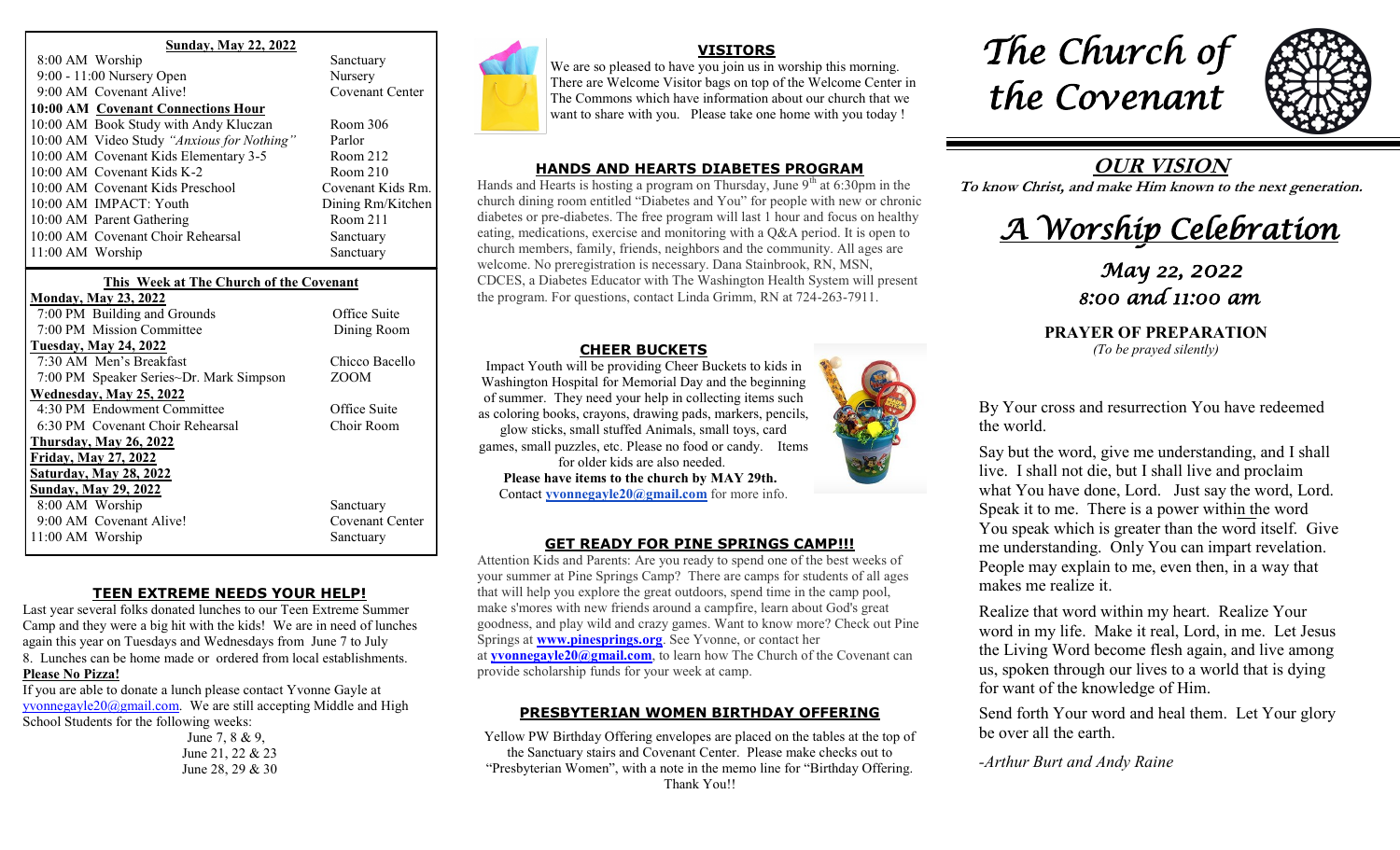| Sunday, May 22, 2022 | |
|---|---|
| 8:00 AM Worship | Sanctuary |
| 9:00 - 11:00 Nursery Open | Nursery |
| 9:00 AM Covenant Alive! | Covenant Center |
| **10:00 AM Covenant Connections Hour** | |
| 10:00 AM Book Study with Andy Kluczan | Room 306 |
| 10:00 AM Video Study *"Anxious for Nothing"* | Parlor |
| 10:00 AM Covenant Kids Elementary 3-5 | Room 212 |
| 10:00 AM Covenant Kids K-2 | Room 210 |
| 10:00 AM Covenant Kids Preschool | Covenant Kids Rm. |
| 10:00 AM IMPACT: Youth | Dining Rm/Kitchen |
| 10:00 AM Parent Gathering | Room 211 |
| 10:00 AM Covenant Choir Rehearsal | Sanctuary |
| 11:00 AM Worship | Sanctuary |

| This Week at The Church of the Covenant | |
|---|---|
| **Monday, May 23, 2022** | |
| 7:00 PM Building and Grounds | Office Suite |
| 7:00 PM Mission Committee | Dining Room |
| **Tuesday, May 24, 2022** | |
| 7:30 AM Men's Breakfast | Chicco Bacello |
| 7:00 PM Speaker Series~Dr. Mark Simpson | ZOOM |
| **Wednesday, May 25, 2022** | |
| 4:30 PM Endowment Committee | Office Suite |
| 6:30 PM Covenant Choir Rehearsal | Choir Room |
| **Thursday, May 26, 2022** | |
| **Friday, May 27, 2022** | |
| **Saturday, May 28, 2022** | |
| **Sunday, May 29, 2022** | |
| 8:00 AM Worship | Sanctuary |
| 9:00 AM Covenant Alive! | Covenant Center |
| 11:00 AM Worship | Sanctuary |

## TEEN EXTREME NEEDS YOUR HELP!

Last year several folks donated lunches to our Teen Extreme Summer Camp and they were a big hit with the kids! We are in need of lunches again this year on Tuesdays and Wednesdays from June 7 to July 8. Lunches can be home made or ordered from local establishments.
**Please No Pizza!**

If you are able to donate a lunch please contact Yvonne Gayle at yvonnegayle20@gmail.com. We are still accepting Middle and High School Students for the following weeks:

June 7, 8 & 9,
June 21, 22 & 23
June 28, 29 & 30

## VISITORS

We are so pleased to have you join us in worship this morning. There are Welcome Visitor bags on top of the Welcome Center in The Commons which have information about our church that we want to share with you. Please take one home with you today !

## HANDS AND HEARTS DIABETES PROGRAM

Hands and Hearts is hosting a program on Thursday, June 9th at 6:30pm in the church dining room entitled "Diabetes and You" for people with new or chronic diabetes or pre-diabetes. The free program will last 1 hour and focus on healthy eating, medications, exercise and monitoring with a Q&A period. It is open to church members, family, friends, neighbors and the community. All ages are welcome. No preregistration is necessary. Dana Stainbrook, RN, MSN, CDCES, a Diabetes Educator with The Washington Health System will present the program. For questions, contact Linda Grimm, RN at 724-263-7911.

## CHEER BUCKETS

Impact Youth will be providing Cheer Buckets to kids in Washington Hospital for Memorial Day and the beginning of summer. They need your help in collecting items such as coloring books, crayons, drawing pads, markers, pencils, glow sticks, small stuffed Animals, small toys, card games, small puzzles, etc. Please no food or candy. Items for older kids are also needed.
**Please have items to the church by MAY 29th.**
Contact **yvonnegayle20@gmail.com** for more info.

## GET READY FOR PINE SPRINGS CAMP!!!

Attention Kids and Parents: Are you ready to spend one of the best weeks of your summer at Pine Springs Camp? There are camps for students of all ages that will help you explore the great outdoors, spend time in the camp pool, make s'mores with new friends around a campfire, learn about God's great goodness, and play wild and crazy games. Want to know more? Check out Pine Springs at **www.pinesprings.org**. See Yvonne, or contact her at **yvonnegayle20@gmail.com**, to learn how The Church of the Covenant can provide scholarship funds for your week at camp.

## PRESBYTERIAN WOMEN BIRTHDAY OFFERING

Yellow PW Birthday Offering envelopes are placed on the tables at the top of the Sanctuary stairs and Covenant Center. Please make checks out to "Presbyterian Women", with a note in the memo line for "Birthday Offering. Thank You!!

# The Church of the Covenant

## OUR VISION

**To know Christ, and make Him known to the next generation.**

# A Worship Celebration

### May 22, 2022
### 8:00 and 11:00 am

**PRAYER OF PREPARATION**
*(To be prayed silently)*

By Your cross and resurrection You have redeemed the world.

Say but the word, give me understanding, and I shall live. I shall not die, but I shall live and proclaim what You have done, Lord. Just say the word, Lord. Speak it to me. There is a power within the word You speak which is greater than the word itself. Give me understanding. Only You can impart revelation. People may explain to me, even then, in a way that makes me realize it.

Realize that word within my heart. Realize Your word in my life. Make it real, Lord, in me. Let Jesus the Living Word become flesh again, and live among us, spoken through our lives to a world that is dying for want of the knowledge of Him.

Send forth Your word and heal them. Let Your glory be over all the earth.

*-Arthur Burt and Andy Raine*